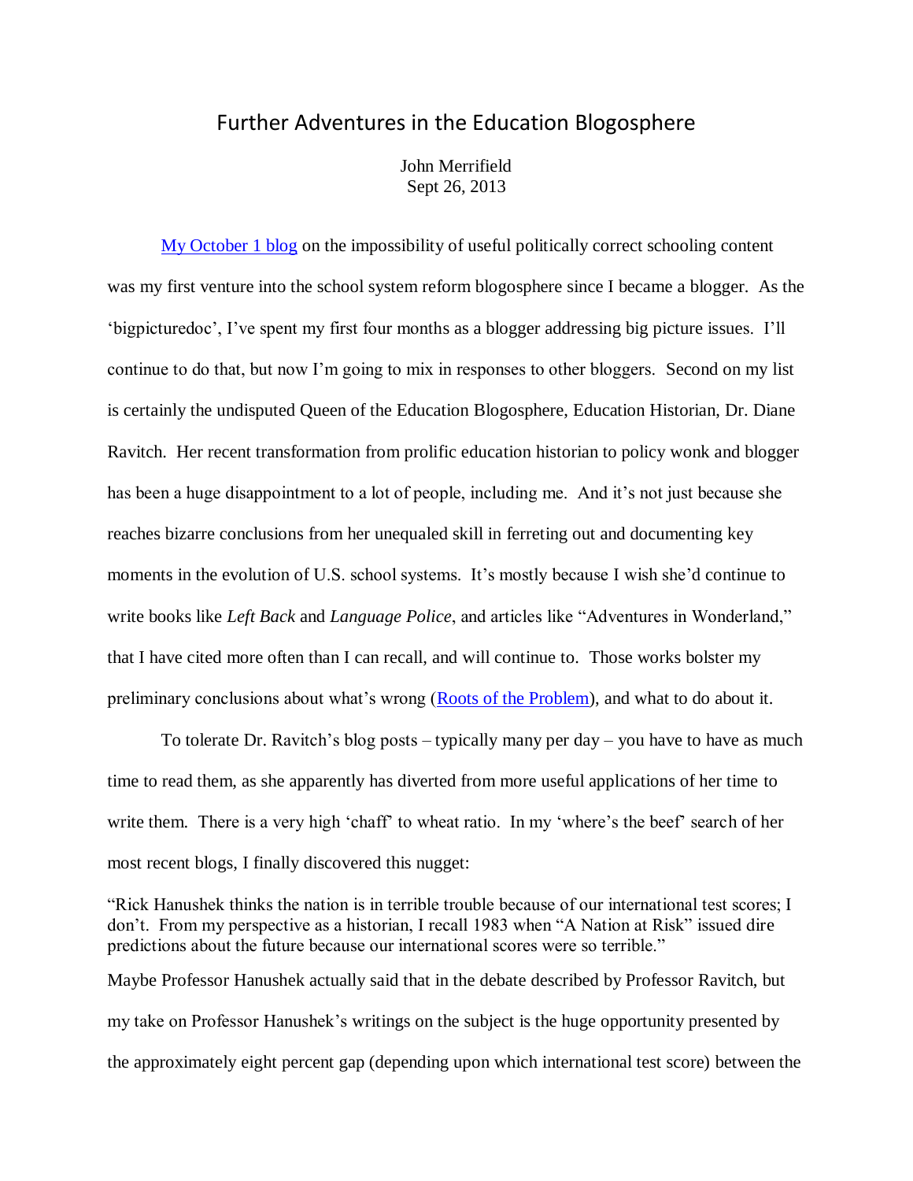# Further Adventures in the Education Blogosphere

John Merrifield
Sept 26, 2013

My October 1 blog on the impossibility of useful politically correct schooling content was my first venture into the school system reform blogosphere since I became a blogger. As the 'bigpicturedoc', I've spent my first four months as a blogger addressing big picture issues. I'll continue to do that, but now I'm going to mix in responses to other bloggers. Second on my list is certainly the undisputed Queen of the Education Blogosphere, Education Historian, Dr. Diane Ravitch. Her recent transformation from prolific education historian to policy wonk and blogger has been a huge disappointment to a lot of people, including me. And it's not just because she reaches bizarre conclusions from her unequaled skill in ferreting out and documenting key moments in the evolution of U.S. school systems. It's mostly because I wish she'd continue to write books like *Left Back* and *Language Police*, and articles like "Adventures in Wonderland," that I have cited more often than I can recall, and will continue to. Those works bolster my preliminary conclusions about what's wrong (Roots of the Problem), and what to do about it.

To tolerate Dr. Ravitch's blog posts – typically many per day – you have to have as much time to read them, as she apparently has diverted from more useful applications of her time to write them. There is a very high 'chaff' to wheat ratio. In my 'where's the beef' search of her most recent blogs, I finally discovered this nugget:

"Rick Hanushek thinks the nation is in terrible trouble because of our international test scores; I don't. From my perspective as a historian, I recall 1983 when "A Nation at Risk" issued dire predictions about the future because our international scores were so terrible."

Maybe Professor Hanushek actually said that in the debate described by Professor Ravitch, but my take on Professor Hanushek's writings on the subject is the huge opportunity presented by the approximately eight percent gap (depending upon which international test score) between the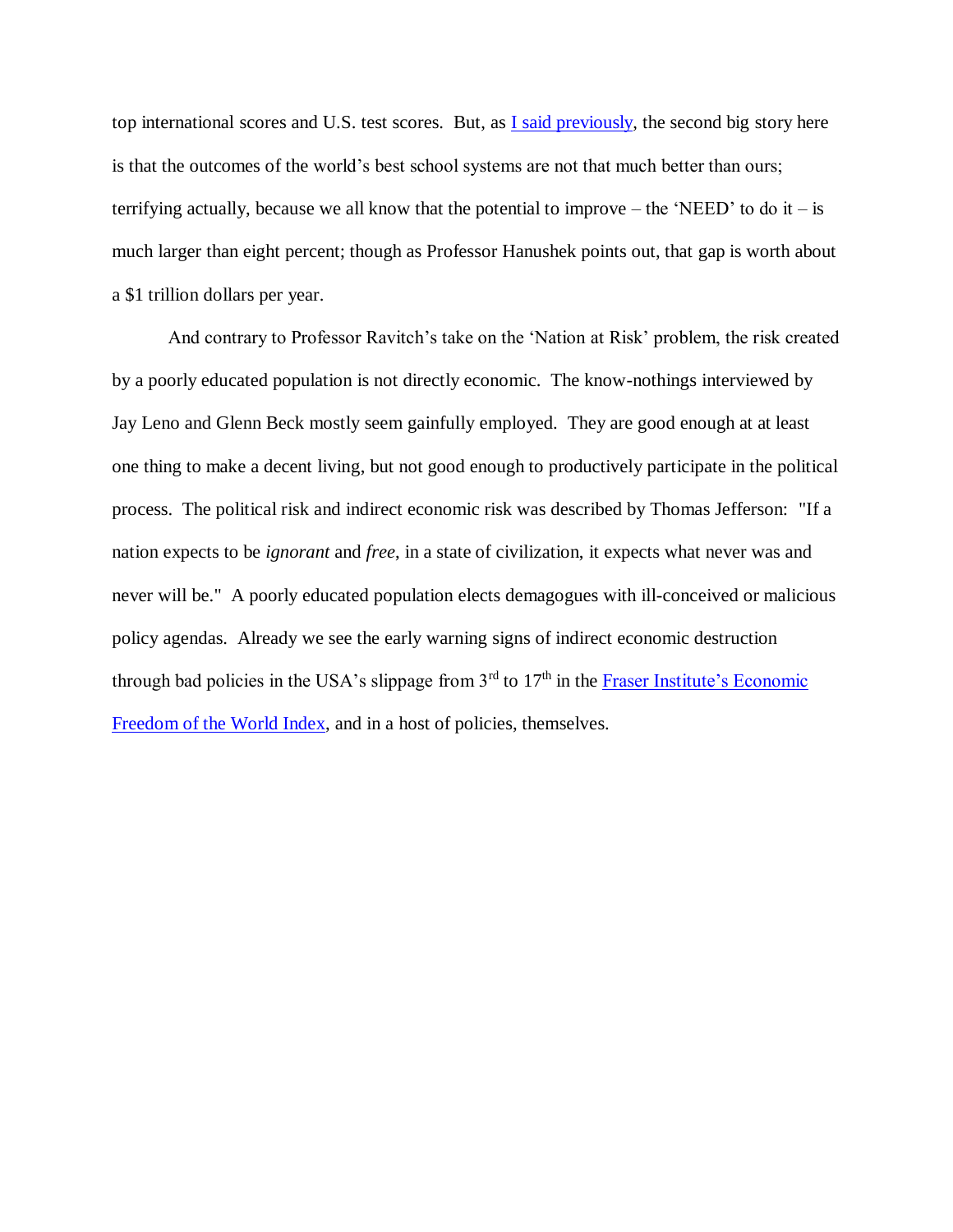top international scores and U.S. test scores. But, as [I said previously](), the second big story here is that the outcomes of the world's best school systems are not that much better than ours; terrifying actually, because we all know that the potential to improve – the 'NEED' to do it – is much larger than eight percent; though as Professor Hanushek points out, that gap is worth about a $1 trillion dollars per year.

And contrary to Professor Ravitch's take on the 'Nation at Risk' problem, the risk created by a poorly educated population is not directly economic. The know-nothings interviewed by Jay Leno and Glenn Beck mostly seem gainfully employed. They are good enough at at least one thing to make a decent living, but not good enough to productively participate in the political process. The political risk and indirect economic risk was described by Thomas Jefferson: "If a nation expects to be *ignorant* and *free*, in a state of civilization, it expects what never was and never will be." A poorly educated population elects demagogues with ill-conceived or malicious policy agendas. Already we see the early warning signs of indirect economic destruction through bad policies in the USA's slippage from 3rd to 17th in the [Fraser Institute's Economic Freedom of the World Index](), and in a host of policies, themselves.